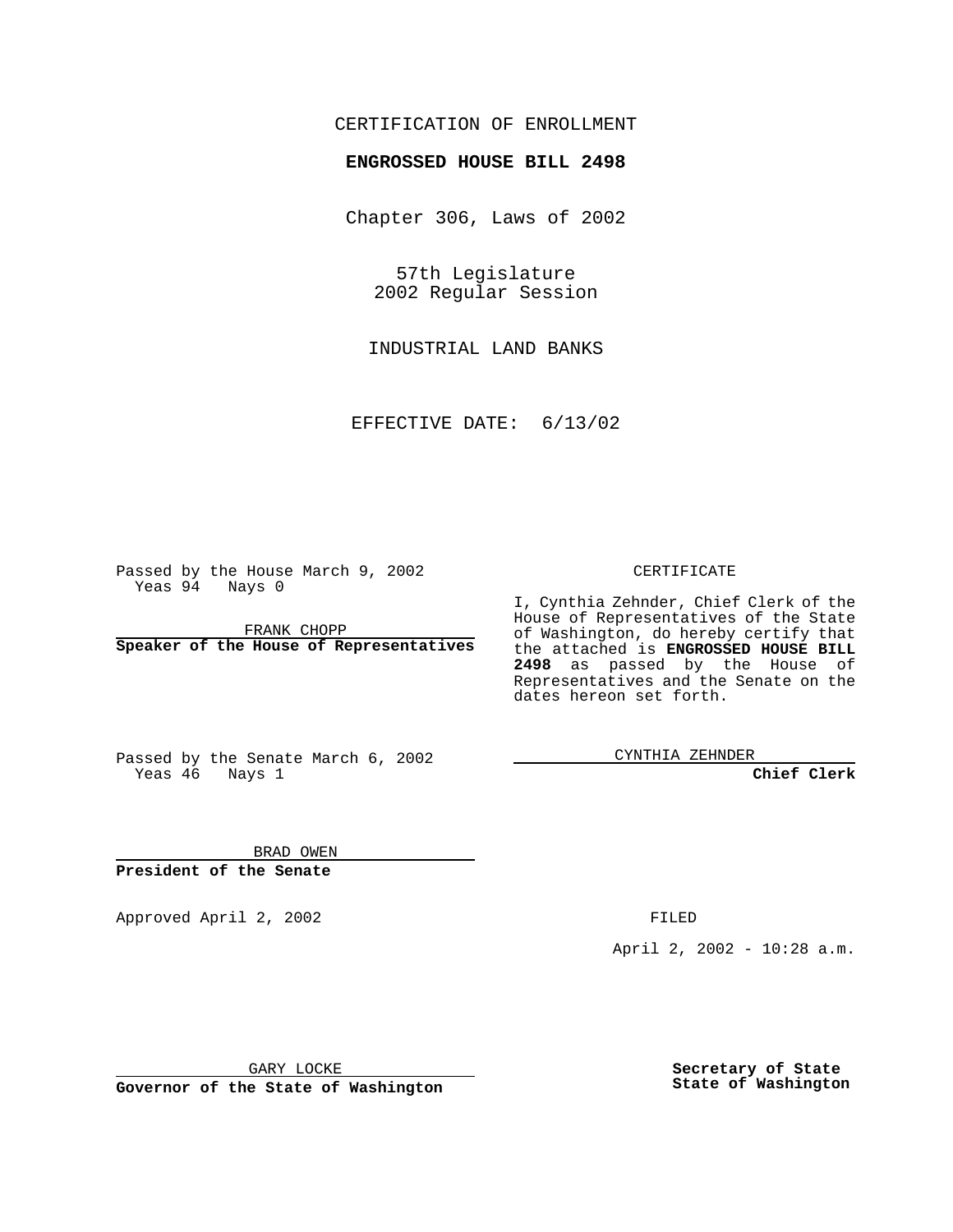CERTIFICATION OF ENROLLMENT

**ENGROSSED HOUSE BILL 2498**

Chapter 306, Laws of 2002

57th Legislature
2002 Regular Session

INDUSTRIAL LAND BANKS

EFFECTIVE DATE: 6/13/02

Passed by the House March 9, 2002
Yeas 94 Nays 0

FRANK CHOPP

**Speaker of the House of Representatives**

Passed by the Senate March 6, 2002
Yeas 46 Nays 1

BRAD OWEN

**President of the Senate**

CERTIFICATE

I, Cynthia Zehnder, Chief Clerk of the House of Representatives of the State of Washington, do hereby certify that the attached is **ENGROSSED HOUSE BILL 2498** as passed by the House of Representatives and the Senate on the dates hereon set forth.

CYNTHIA ZEHNDER

**Chief Clerk**

Approved April 2, 2002

GARY LOCKE

**Governor of the State of Washington**

FILED

April 2, 2002 - 10:28 a.m.

**Secretary of State**
**State of Washington**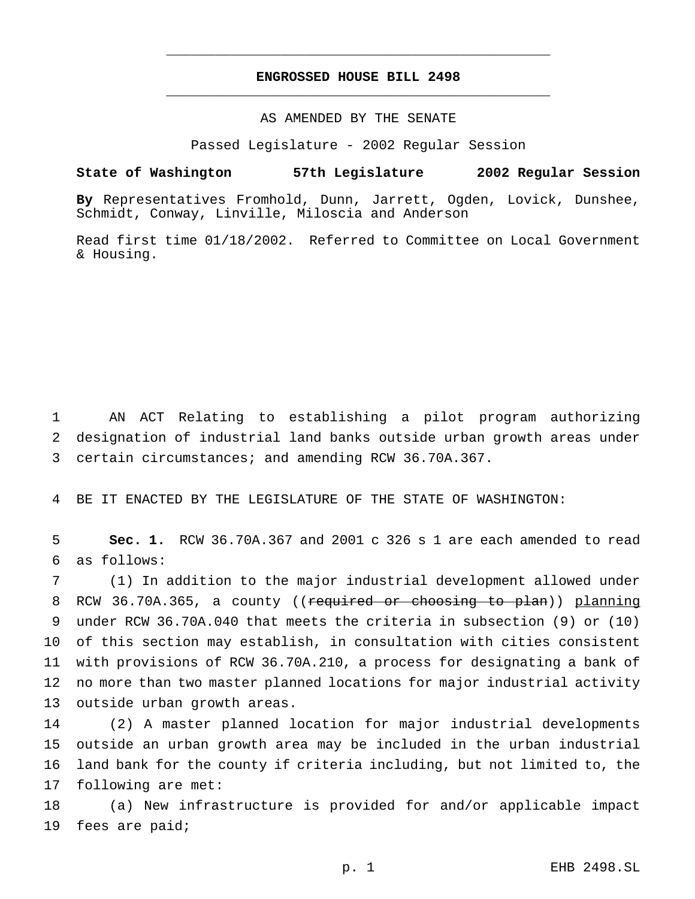# ENGROSSED HOUSE BILL 2498

AS AMENDED BY THE SENATE

Passed Legislature - 2002 Regular Session

**State of Washington 57th Legislature 2002 Regular Session**

**By** Representatives Fromhold, Dunn, Jarrett, Ogden, Lovick, Dunshee, Schmidt, Conway, Linville, Miloscia and Anderson

Read first time 01/18/2002. Referred to Committee on Local Government & Housing.

1 AN ACT Relating to establishing a pilot program authorizing
2 designation of industrial land banks outside urban growth areas under
3 certain circumstances; and amending RCW 36.70A.367.

4 BE IT ENACTED BY THE LEGISLATURE OF THE STATE OF WASHINGTON:

5 **Sec. 1.** RCW 36.70A.367 and 2001 c 326 s 1 are each amended to read
6 as follows:

7 (1) In addition to the major industrial development allowed under
8 RCW 36.70A.365, a county ((~~required or choosing to plan~~)) <u>planning</u>
9 under RCW 36.70A.040 that meets the criteria in subsection (9) or (10)
10 of this section may establish, in consultation with cities consistent
11 with provisions of RCW 36.70A.210, a process for designating a bank of
12 no more than two master planned locations for major industrial activity
13 outside urban growth areas.

14 (2) A master planned location for major industrial developments
15 outside an urban growth area may be included in the urban industrial
16 land bank for the county if criteria including, but not limited to, the
17 following are met:

18 (a) New infrastructure is provided for and/or applicable impact
19 fees are paid;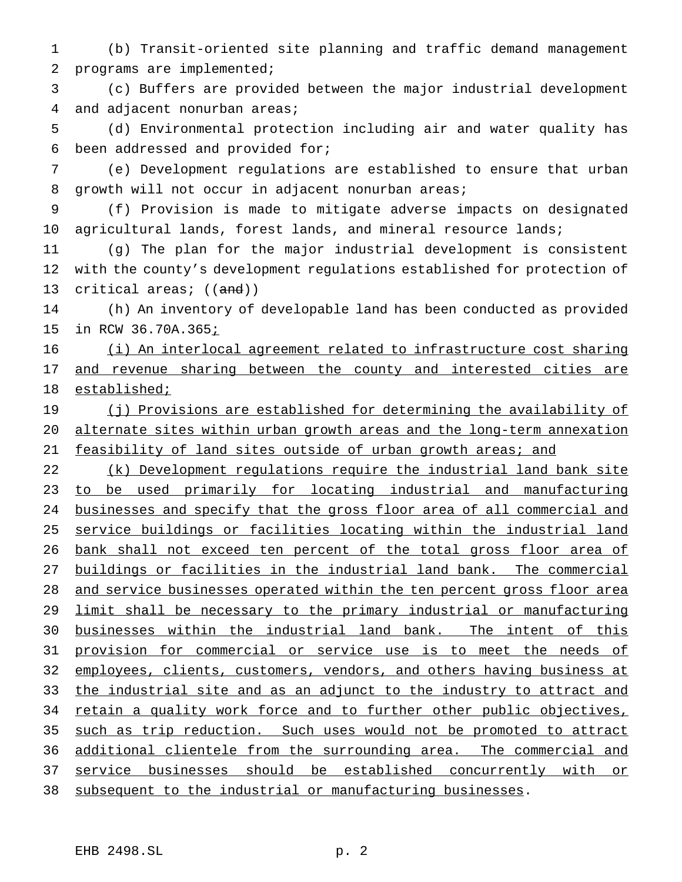(b) Transit-oriented site planning and traffic demand management programs are implemented;

(c) Buffers are provided between the major industrial development and adjacent nonurban areas;

(d) Environmental protection including air and water quality has been addressed and provided for;

(e) Development regulations are established to ensure that urban growth will not occur in adjacent nonurban areas;

(f) Provision is made to mitigate adverse impacts on designated agricultural lands, forest lands, and mineral resource lands;

(g) The plan for the major industrial development is consistent with the county's development regulations established for protection of critical areas; ((~~and~~))

(h) An inventory of developable land has been conducted as provided in RCW 36.70A.365<u>;</u>

<u>(i) An interlocal agreement related to infrastructure cost sharing and revenue sharing between the county and interested cities are established;</u>

<u>(j) Provisions are established for determining the availability of alternate sites within urban growth areas and the long-term annexation feasibility of land sites outside of urban growth areas; and</u>

<u>(k) Development regulations require the industrial land bank site to be used primarily for locating industrial and manufacturing businesses and specify that the gross floor area of all commercial and service buildings or facilities locating within the industrial land bank shall not exceed ten percent of the total gross floor area of buildings or facilities in the industrial land bank. The commercial and service businesses operated within the ten percent gross floor area limit shall be necessary to the primary industrial or manufacturing businesses within the industrial land bank. The intent of this provision for commercial or service use is to meet the needs of employees, clients, customers, vendors, and others having business at the industrial site and as an adjunct to the industry to attract and retain a quality work force and to further other public objectives, such as trip reduction. Such uses would not be promoted to attract additional clientele from the surrounding area. The commercial and service businesses should be established concurrently with or subsequent to the industrial or manufacturing businesses</u>.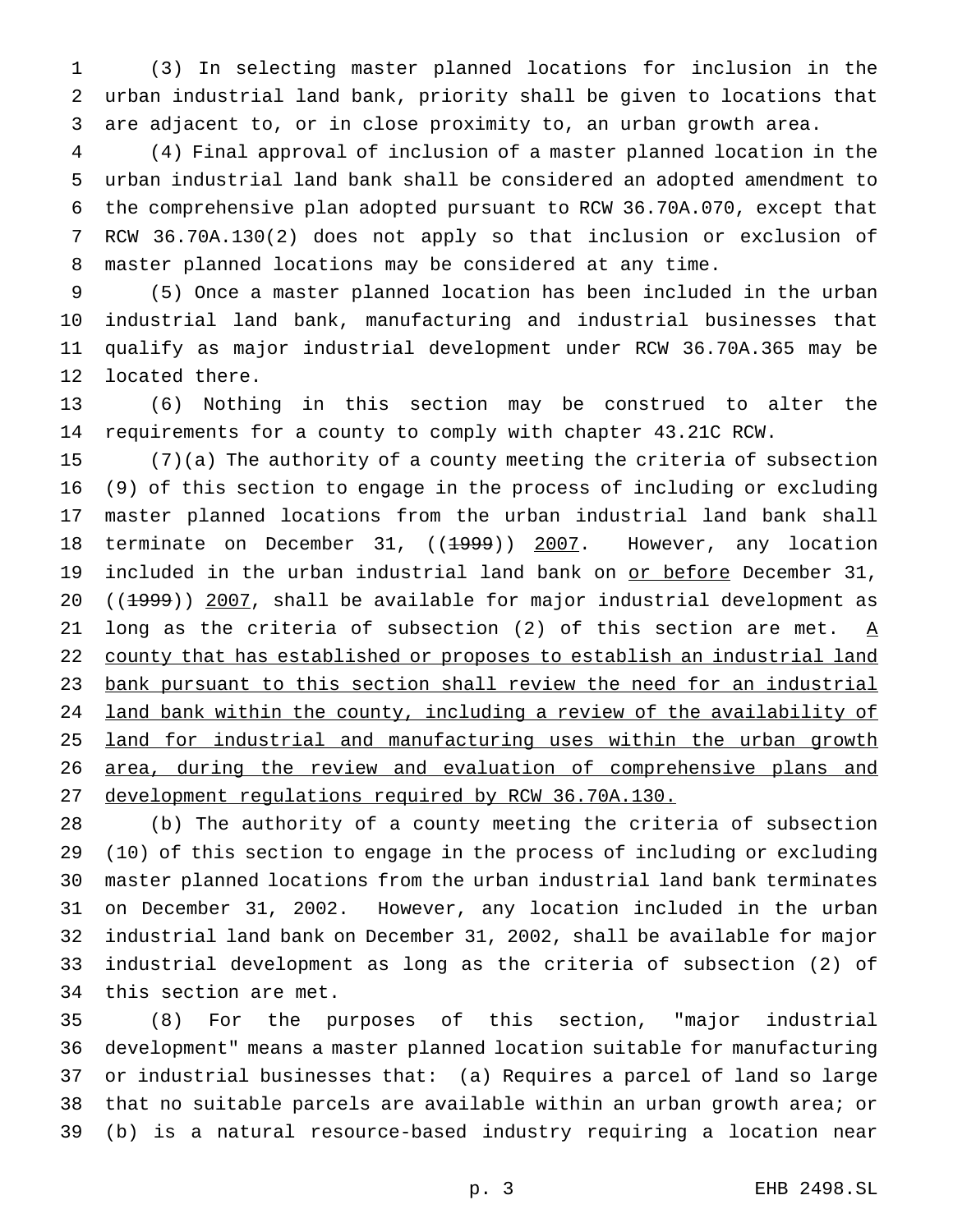(3) In selecting master planned locations for inclusion in the urban industrial land bank, priority shall be given to locations that are adjacent to, or in close proximity to, an urban growth area.

(4) Final approval of inclusion of a master planned location in the urban industrial land bank shall be considered an adopted amendment to the comprehensive plan adopted pursuant to RCW 36.70A.070, except that RCW 36.70A.130(2) does not apply so that inclusion or exclusion of master planned locations may be considered at any time.

(5) Once a master planned location has been included in the urban industrial land bank, manufacturing and industrial businesses that qualify as major industrial development under RCW 36.70A.365 may be located there.

(6) Nothing in this section may be construed to alter the requirements for a county to comply with chapter 43.21C RCW.

(7)(a) The authority of a county meeting the criteria of subsection (9) of this section to engage in the process of including or excluding master planned locations from the urban industrial land bank shall terminate on December 31, ((~~1999~~)) <u>2007</u>. However, any location included in the urban industrial land bank on <u>or before</u> December 31, ((~~1999~~)) <u>2007</u>, shall be available for major industrial development as long as the criteria of subsection (2) of this section are met. <u>A county that has established or proposes to establish an industrial land bank pursuant to this section shall review the need for an industrial land bank within the county, including a review of the availability of land for industrial and manufacturing uses within the urban growth area, during the review and evaluation of comprehensive plans and development regulations required by RCW 36.70A.130.</u>

(b) The authority of a county meeting the criteria of subsection (10) of this section to engage in the process of including or excluding master planned locations from the urban industrial land bank terminates on December 31, 2002. However, any location included in the urban industrial land bank on December 31, 2002, shall be available for major industrial development as long as the criteria of subsection (2) of this section are met.

(8) For the purposes of this section, "major industrial development" means a master planned location suitable for manufacturing or industrial businesses that: (a) Requires a parcel of land so large that no suitable parcels are available within an urban growth area; or (b) is a natural resource-based industry requiring a location near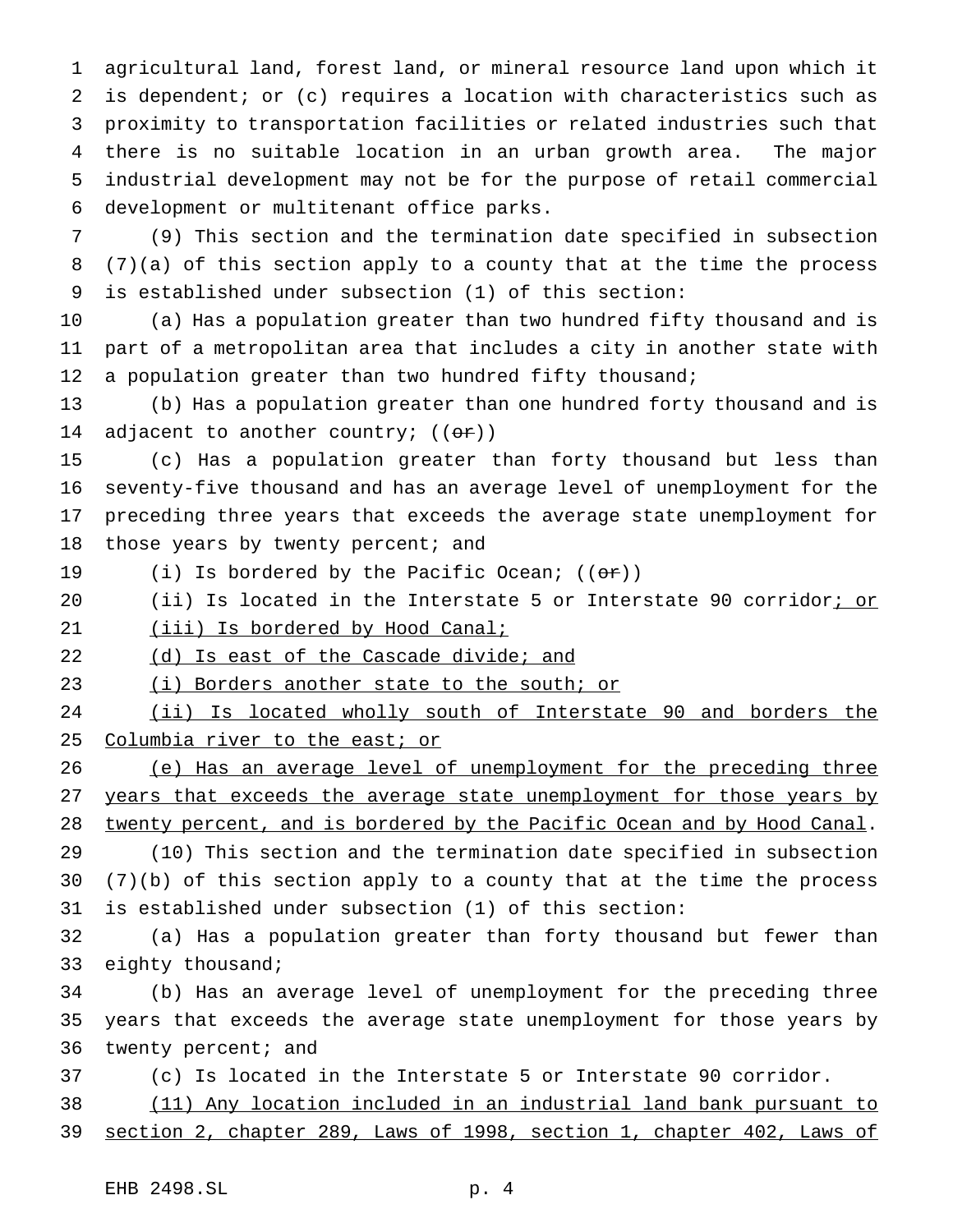agricultural land, forest land, or mineral resource land upon which it is dependent; or (c) requires a location with characteristics such as proximity to transportation facilities or related industries such that there is no suitable location in an urban growth area. The major industrial development may not be for the purpose of retail commercial development or multitenant office parks.

(9) This section and the termination date specified in subsection (7)(a) of this section apply to a county that at the time the process is established under subsection (1) of this section:

(a) Has a population greater than two hundred fifty thousand and is part of a metropolitan area that includes a city in another state with a population greater than two hundred fifty thousand;

(b) Has a population greater than one hundred forty thousand and is adjacent to another country; ((~~or~~))

(c) Has a population greater than forty thousand but less than seventy-five thousand and has an average level of unemployment for the preceding three years that exceeds the average state unemployment for those years by twenty percent; and

(i) Is bordered by the Pacific Ocean; ((~~or~~))

(ii) Is located in the Interstate 5 or Interstate 90 corridor<u>; or</u>

<u>(iii) Is bordered by Hood Canal;</u>

<u>(d) Is east of the Cascade divide; and</u>

<u>(i) Borders another state to the south; or</u>

<u>(ii) Is located wholly south of Interstate 90 and borders the Columbia river to the east; or</u>

<u>(e) Has an average level of unemployment for the preceding three years that exceeds the average state unemployment for those years by twenty percent, and is bordered by the Pacific Ocean and by Hood Canal</u>.

(10) This section and the termination date specified in subsection (7)(b) of this section apply to a county that at the time the process is established under subsection (1) of this section:

(a) Has a population greater than forty thousand but fewer than eighty thousand;

(b) Has an average level of unemployment for the preceding three years that exceeds the average state unemployment for those years by twenty percent; and

(c) Is located in the Interstate 5 or Interstate 90 corridor.

<u>(11) Any location included in an industrial land bank pursuant to section 2, chapter 289, Laws of 1998, section 1, chapter 402, Laws of</u>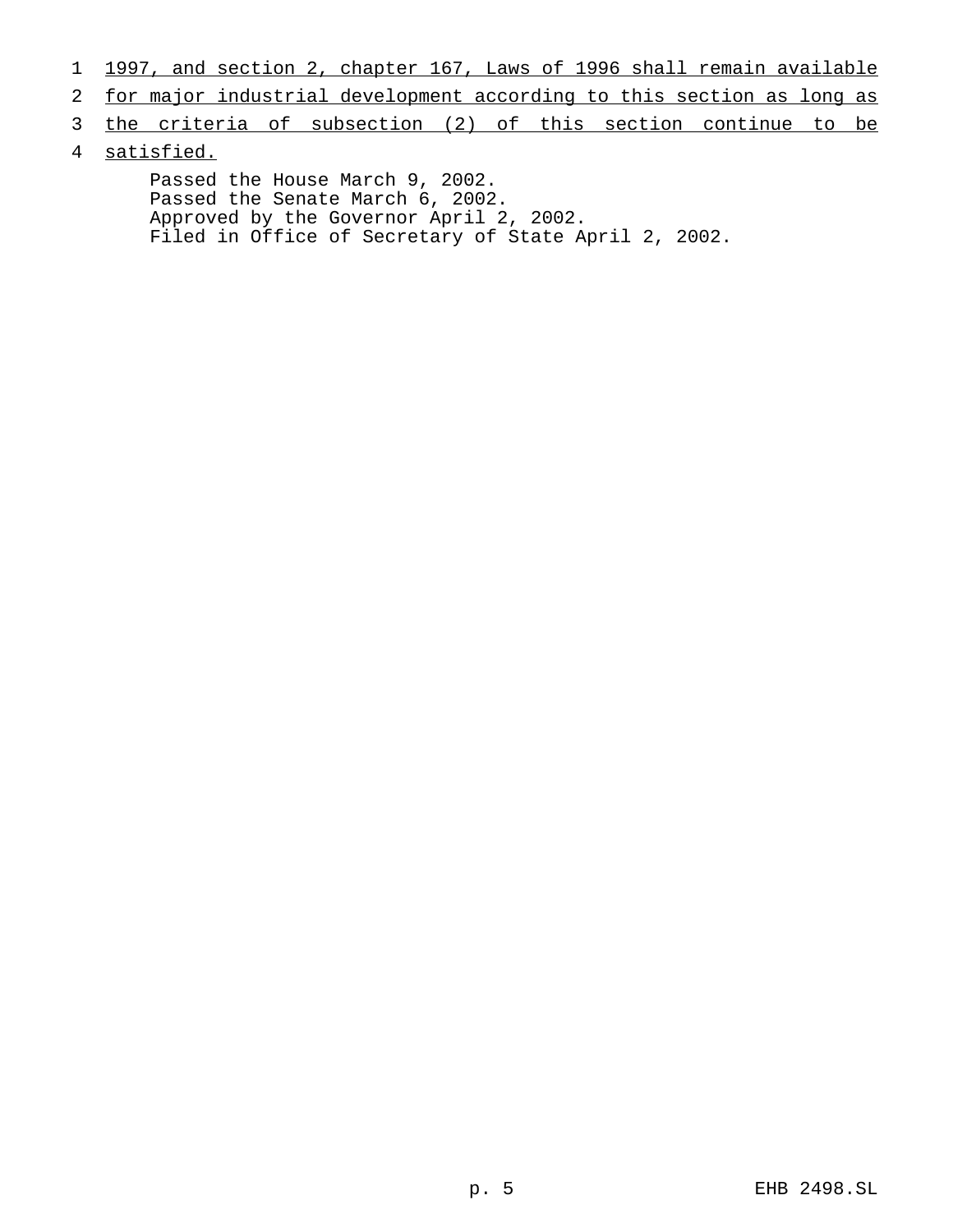1997, and section 2, chapter 167, Laws of 1996 shall remain available for major industrial development according to this section as long as the criteria of subsection (2) of this section continue to be satisfied.

Passed the House March 9, 2002.
Passed the Senate March 6, 2002.
Approved by the Governor April 2, 2002.
Filed in Office of Secretary of State April 2, 2002.